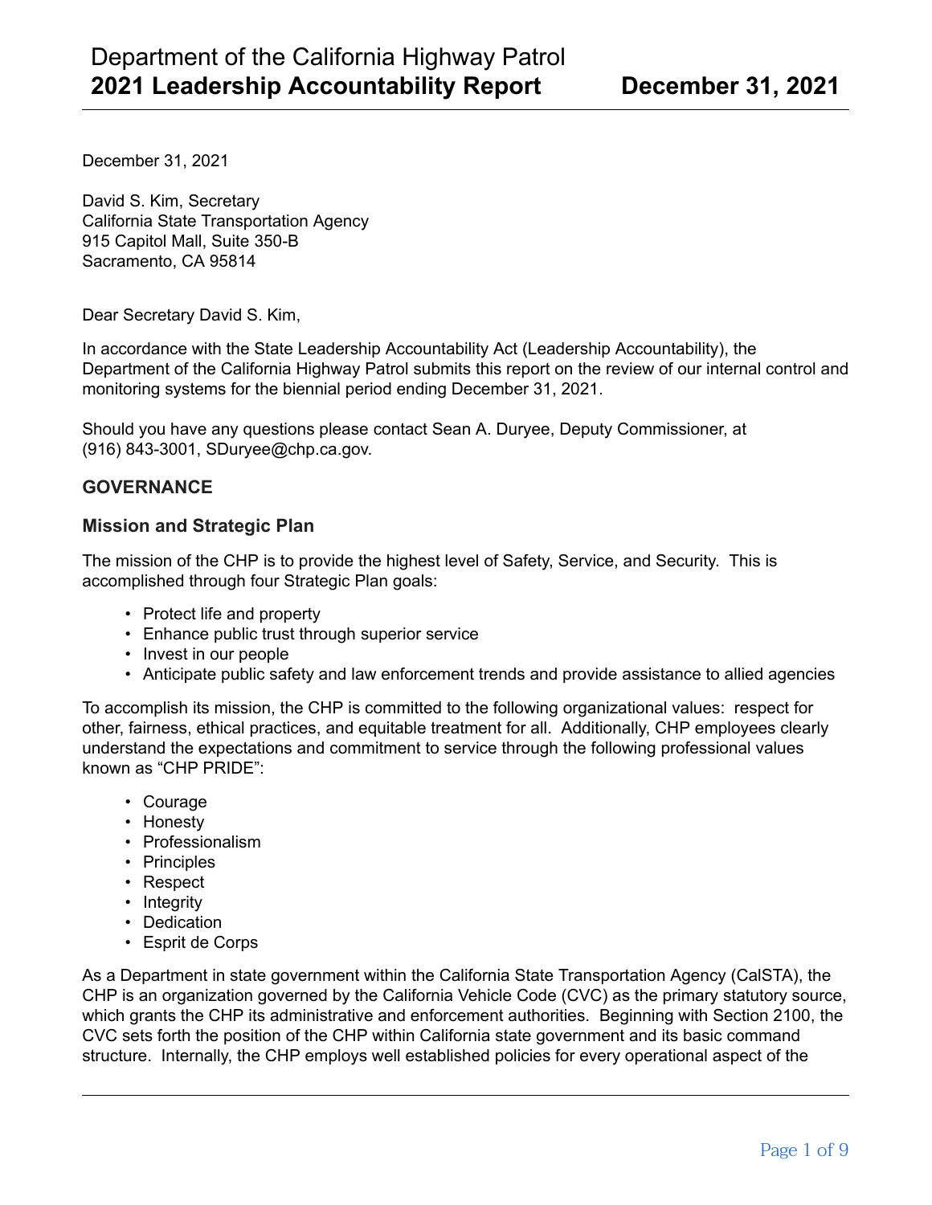December 31, 2021

David S. Kim, Secretary
California State Transportation Agency
915 Capitol Mall, Suite 350-B
Sacramento, CA 95814

Dear Secretary David S. Kim,

In accordance with the State Leadership Accountability Act (Leadership Accountability), the Department of the California Highway Patrol submits this report on the review of our internal control and monitoring systems for the biennial period ending December 31, 2021.

Should you have any questions please contact Sean A. Duryee, Deputy Commissioner, at (916) 843-3001, SDuryee@chp.ca.gov.

## GOVERNANCE

### Mission and Strategic Plan

The mission of the CHP is to provide the highest level of Safety, Service, and Security. This is accomplished through four Strategic Plan goals:

- Protect life and property
- Enhance public trust through superior service
- Invest in our people
- Anticipate public safety and law enforcement trends and provide assistance to allied agencies

To accomplish its mission, the CHP is committed to the following organizational values: respect for other, fairness, ethical practices, and equitable treatment for all. Additionally, CHP employees clearly understand the expectations and commitment to service through the following professional values known as "CHP PRIDE":

- Courage
- Honesty
- Professionalism
- Principles
- Respect
- Integrity
- Dedication
- Esprit de Corps

As a Department in state government within the California State Transportation Agency (CalSTA), the CHP is an organization governed by the California Vehicle Code (CVC) as the primary statutory source, which grants the CHP its administrative and enforcement authorities. Beginning with Section 2100, the CVC sets forth the position of the CHP within California state government and its basic command structure. Internally, the CHP employs well established policies for every operational aspect of the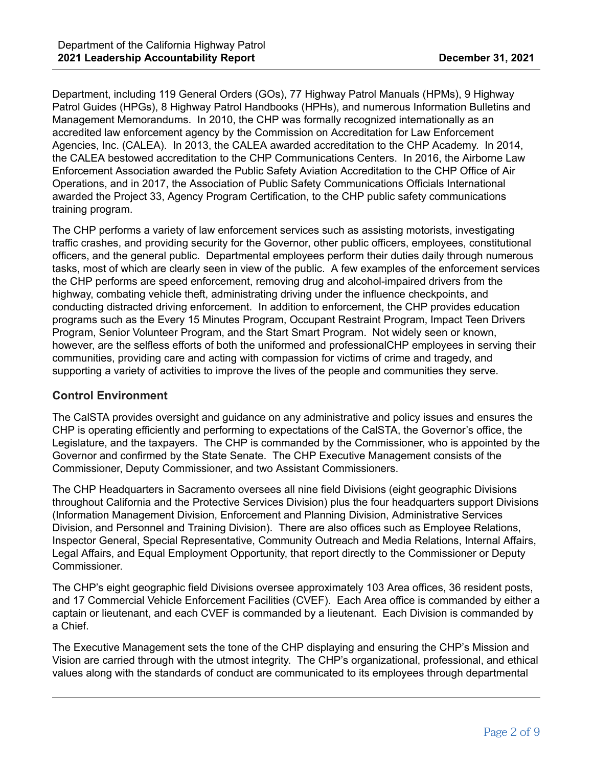Department, including 119 General Orders (GOs), 77 Highway Patrol Manuals (HPMs), 9 Highway Patrol Guides (HPGs), 8 Highway Patrol Handbooks (HPHs), and numerous Information Bulletins and Management Memorandums. In 2010, the CHP was formally recognized internationally as an accredited law enforcement agency by the Commission on Accreditation for Law Enforcement Agencies, Inc. (CALEA). In 2013, the CALEA awarded accreditation to the CHP Academy. In 2014, the CALEA bestowed accreditation to the CHP Communications Centers. In 2016, the Airborne Law Enforcement Association awarded the Public Safety Aviation Accreditation to the CHP Office of Air Operations, and in 2017, the Association of Public Safety Communications Officials International awarded the Project 33, Agency Program Certification, to the CHP public safety communications training program.

The CHP performs a variety of law enforcement services such as assisting motorists, investigating traffic crashes, and providing security for the Governor, other public officers, employees, constitutional officers, and the general public. Departmental employees perform their duties daily through numerous tasks, most of which are clearly seen in view of the public. A few examples of the enforcement services the CHP performs are speed enforcement, removing drug and alcohol-impaired drivers from the highway, combating vehicle theft, administrating driving under the influence checkpoints, and conducting distracted driving enforcement. In addition to enforcement, the CHP provides education programs such as the Every 15 Minutes Program, Occupant Restraint Program, Impact Teen Drivers Program, Senior Volunteer Program, and the Start Smart Program. Not widely seen or known, however, are the selfless efforts of both the uniformed and professionalCHP employees in serving their communities, providing care and acting with compassion for victims of crime and tragedy, and supporting a variety of activities to improve the lives of the people and communities they serve.

### Control Environment

The CalSTA provides oversight and guidance on any administrative and policy issues and ensures the CHP is operating efficiently and performing to expectations of the CalSTA, the Governor's office, the Legislature, and the taxpayers. The CHP is commanded by the Commissioner, who is appointed by the Governor and confirmed by the State Senate. The CHP Executive Management consists of the Commissioner, Deputy Commissioner, and two Assistant Commissioners.

The CHP Headquarters in Sacramento oversees all nine field Divisions (eight geographic Divisions throughout California and the Protective Services Division) plus the four headquarters support Divisions (Information Management Division, Enforcement and Planning Division, Administrative Services Division, and Personnel and Training Division). There are also offices such as Employee Relations, Inspector General, Special Representative, Community Outreach and Media Relations, Internal Affairs, Legal Affairs, and Equal Employment Opportunity, that report directly to the Commissioner or Deputy Commissioner.

The CHP's eight geographic field Divisions oversee approximately 103 Area offices, 36 resident posts, and 17 Commercial Vehicle Enforcement Facilities (CVEF). Each Area office is commanded by either a captain or lieutenant, and each CVEF is commanded by a lieutenant. Each Division is commanded by a Chief.

The Executive Management sets the tone of the CHP displaying and ensuring the CHP's Mission and Vision are carried through with the utmost integrity. The CHP's organizational, professional, and ethical values along with the standards of conduct are communicated to its employees through departmental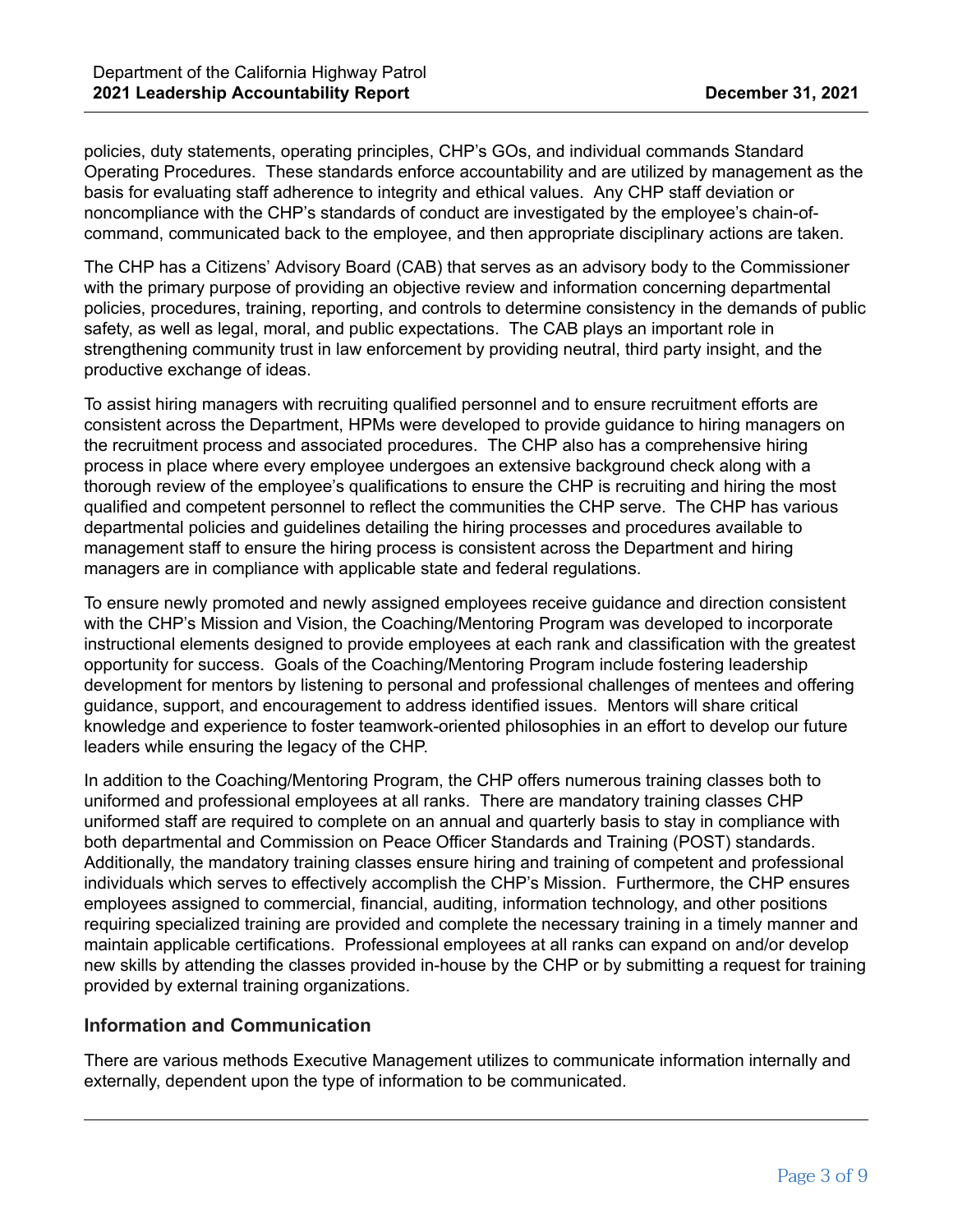policies, duty statements, operating principles, CHP's GOs, and individual commands Standard Operating Procedures. These standards enforce accountability and are utilized by management as the basis for evaluating staff adherence to integrity and ethical values. Any CHP staff deviation or noncompliance with the CHP's standards of conduct are investigated by the employee's chain-of-command, communicated back to the employee, and then appropriate disciplinary actions are taken.

The CHP has a Citizens' Advisory Board (CAB) that serves as an advisory body to the Commissioner with the primary purpose of providing an objective review and information concerning departmental policies, procedures, training, reporting, and controls to determine consistency in the demands of public safety, as well as legal, moral, and public expectations. The CAB plays an important role in strengthening community trust in law enforcement by providing neutral, third party insight, and the productive exchange of ideas.

To assist hiring managers with recruiting qualified personnel and to ensure recruitment efforts are consistent across the Department, HPMs were developed to provide guidance to hiring managers on the recruitment process and associated procedures. The CHP also has a comprehensive hiring process in place where every employee undergoes an extensive background check along with a thorough review of the employee's qualifications to ensure the CHP is recruiting and hiring the most qualified and competent personnel to reflect the communities the CHP serve. The CHP has various departmental policies and guidelines detailing the hiring processes and procedures available to management staff to ensure the hiring process is consistent across the Department and hiring managers are in compliance with applicable state and federal regulations.

To ensure newly promoted and newly assigned employees receive guidance and direction consistent with the CHP's Mission and Vision, the Coaching/Mentoring Program was developed to incorporate instructional elements designed to provide employees at each rank and classification with the greatest opportunity for success. Goals of the Coaching/Mentoring Program include fostering leadership development for mentors by listening to personal and professional challenges of mentees and offering guidance, support, and encouragement to address identified issues. Mentors will share critical knowledge and experience to foster teamwork-oriented philosophies in an effort to develop our future leaders while ensuring the legacy of the CHP.

In addition to the Coaching/Mentoring Program, the CHP offers numerous training classes both to uniformed and professional employees at all ranks. There are mandatory training classes CHP uniformed staff are required to complete on an annual and quarterly basis to stay in compliance with both departmental and Commission on Peace Officer Standards and Training (POST) standards. Additionally, the mandatory training classes ensure hiring and training of competent and professional individuals which serves to effectively accomplish the CHP's Mission. Furthermore, the CHP ensures employees assigned to commercial, financial, auditing, information technology, and other positions requiring specialized training are provided and complete the necessary training in a timely manner and maintain applicable certifications. Professional employees at all ranks can expand on and/or develop new skills by attending the classes provided in-house by the CHP or by submitting a request for training provided by external training organizations.

## Information and Communication

There are various methods Executive Management utilizes to communicate information internally and externally, dependent upon the type of information to be communicated.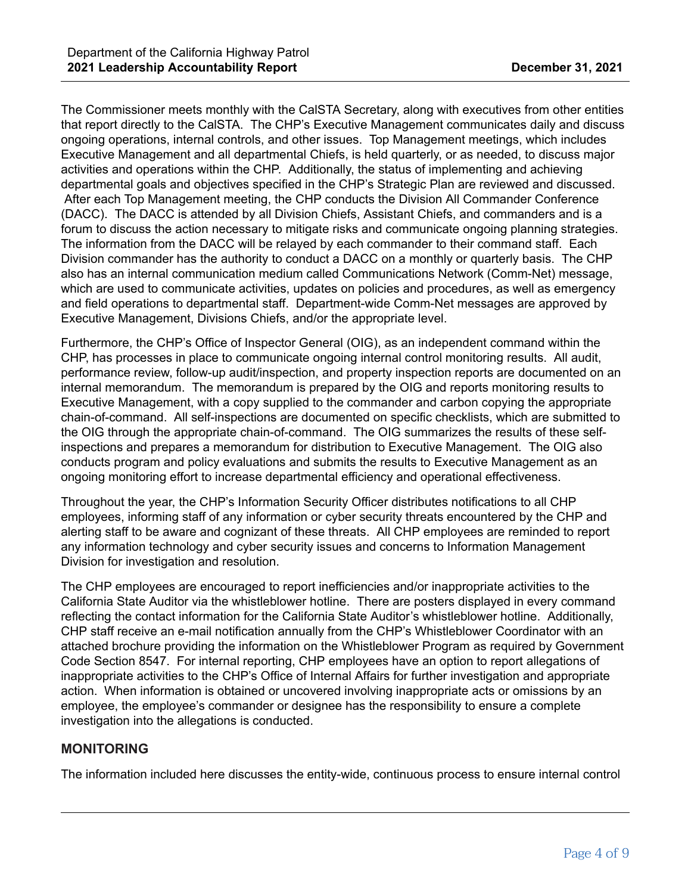The Commissioner meets monthly with the CalSTA Secretary, along with executives from other entities that report directly to the CalSTA. The CHP's Executive Management communicates daily and discuss ongoing operations, internal controls, and other issues. Top Management meetings, which includes Executive Management and all departmental Chiefs, is held quarterly, or as needed, to discuss major activities and operations within the CHP. Additionally, the status of implementing and achieving departmental goals and objectives specified in the CHP's Strategic Plan are reviewed and discussed. After each Top Management meeting, the CHP conducts the Division All Commander Conference (DACC). The DACC is attended by all Division Chiefs, Assistant Chiefs, and commanders and is a forum to discuss the action necessary to mitigate risks and communicate ongoing planning strategies. The information from the DACC will be relayed by each commander to their command staff. Each Division commander has the authority to conduct a DACC on a monthly or quarterly basis. The CHP also has an internal communication medium called Communications Network (Comm-Net) message, which are used to communicate activities, updates on policies and procedures, as well as emergency and field operations to departmental staff. Department-wide Comm-Net messages are approved by Executive Management, Divisions Chiefs, and/or the appropriate level.

Furthermore, the CHP's Office of Inspector General (OIG), as an independent command within the CHP, has processes in place to communicate ongoing internal control monitoring results. All audit, performance review, follow-up audit/inspection, and property inspection reports are documented on an internal memorandum. The memorandum is prepared by the OIG and reports monitoring results to Executive Management, with a copy supplied to the commander and carbon copying the appropriate chain-of-command. All self-inspections are documented on specific checklists, which are submitted to the OIG through the appropriate chain-of-command. The OIG summarizes the results of these self-inspections and prepares a memorandum for distribution to Executive Management. The OIG also conducts program and policy evaluations and submits the results to Executive Management as an ongoing monitoring effort to increase departmental efficiency and operational effectiveness.

Throughout the year, the CHP's Information Security Officer distributes notifications to all CHP employees, informing staff of any information or cyber security threats encountered by the CHP and alerting staff to be aware and cognizant of these threats. All CHP employees are reminded to report any information technology and cyber security issues and concerns to Information Management Division for investigation and resolution.

The CHP employees are encouraged to report inefficiencies and/or inappropriate activities to the California State Auditor via the whistleblower hotline. There are posters displayed in every command reflecting the contact information for the California State Auditor's whistleblower hotline. Additionally, CHP staff receive an e-mail notification annually from the CHP's Whistleblower Coordinator with an attached brochure providing the information on the Whistleblower Program as required by Government Code Section 8547. For internal reporting, CHP employees have an option to report allegations of inappropriate activities to the CHP's Office of Internal Affairs for further investigation and appropriate action. When information is obtained or uncovered involving inappropriate acts or omissions by an employee, the employee's commander or designee has the responsibility to ensure a complete investigation into the allegations is conducted.

## MONITORING

The information included here discusses the entity-wide, continuous process to ensure internal control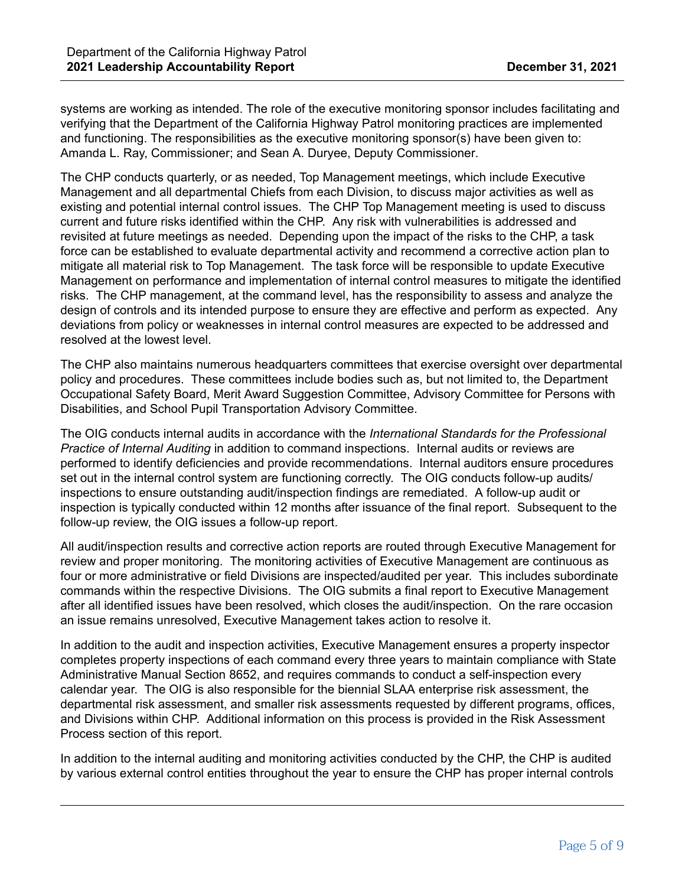systems are working as intended. The role of the executive monitoring sponsor includes facilitating and verifying that the Department of the California Highway Patrol monitoring practices are implemented and functioning. The responsibilities as the executive monitoring sponsor(s) have been given to: Amanda L. Ray, Commissioner; and Sean A. Duryee, Deputy Commissioner.

The CHP conducts quarterly, or as needed, Top Management meetings, which include Executive Management and all departmental Chiefs from each Division, to discuss major activities as well as existing and potential internal control issues. The CHP Top Management meeting is used to discuss current and future risks identified within the CHP. Any risk with vulnerabilities is addressed and revisited at future meetings as needed. Depending upon the impact of the risks to the CHP, a task force can be established to evaluate departmental activity and recommend a corrective action plan to mitigate all material risk to Top Management. The task force will be responsible to update Executive Management on performance and implementation of internal control measures to mitigate the identified risks. The CHP management, at the command level, has the responsibility to assess and analyze the design of controls and its intended purpose to ensure they are effective and perform as expected. Any deviations from policy or weaknesses in internal control measures are expected to be addressed and resolved at the lowest level.

The CHP also maintains numerous headquarters committees that exercise oversight over departmental policy and procedures. These committees include bodies such as, but not limited to, the Department Occupational Safety Board, Merit Award Suggestion Committee, Advisory Committee for Persons with Disabilities, and School Pupil Transportation Advisory Committee.

The OIG conducts internal audits in accordance with the *International Standards for the Professional Practice of Internal Auditing* in addition to command inspections. Internal audits or reviews are performed to identify deficiencies and provide recommendations. Internal auditors ensure procedures set out in the internal control system are functioning correctly. The OIG conducts follow-up audits/inspections to ensure outstanding audit/inspection findings are remediated. A follow-up audit or inspection is typically conducted within 12 months after issuance of the final report. Subsequent to the follow-up review, the OIG issues a follow-up report.

All audit/inspection results and corrective action reports are routed through Executive Management for review and proper monitoring. The monitoring activities of Executive Management are continuous as four or more administrative or field Divisions are inspected/audited per year. This includes subordinate commands within the respective Divisions. The OIG submits a final report to Executive Management after all identified issues have been resolved, which closes the audit/inspection. On the rare occasion an issue remains unresolved, Executive Management takes action to resolve it.

In addition to the audit and inspection activities, Executive Management ensures a property inspector completes property inspections of each command every three years to maintain compliance with State Administrative Manual Section 8652, and requires commands to conduct a self-inspection every calendar year. The OIG is also responsible for the biennial SLAA enterprise risk assessment, the departmental risk assessment, and smaller risk assessments requested by different programs, offices, and Divisions within CHP. Additional information on this process is provided in the Risk Assessment Process section of this report.

In addition to the internal auditing and monitoring activities conducted by the CHP, the CHP is audited by various external control entities throughout the year to ensure the CHP has proper internal controls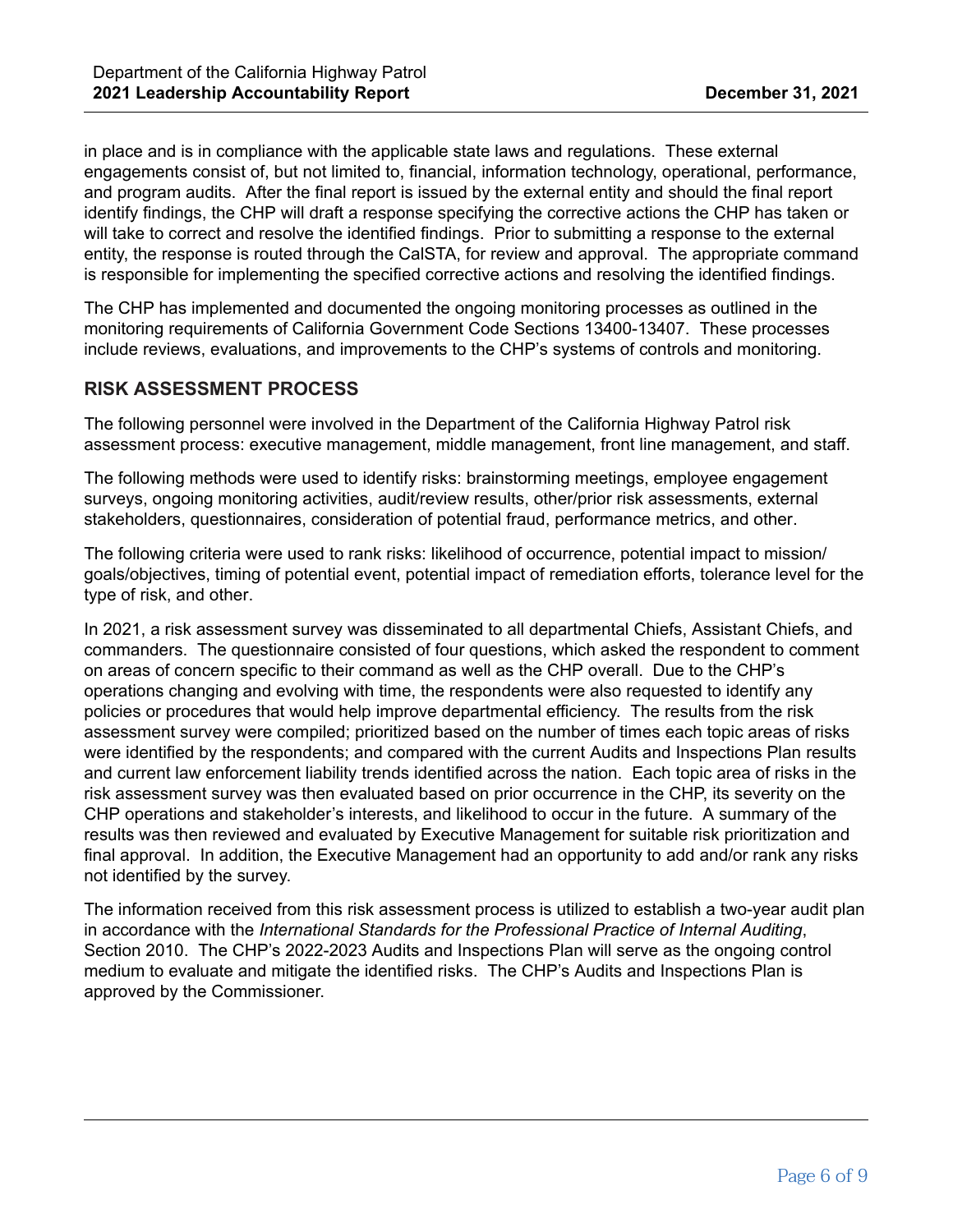in place and is in compliance with the applicable state laws and regulations. These external engagements consist of, but not limited to, financial, information technology, operational, performance, and program audits. After the final report is issued by the external entity and should the final report identify findings, the CHP will draft a response specifying the corrective actions the CHP has taken or will take to correct and resolve the identified findings. Prior to submitting a response to the external entity, the response is routed through the CalSTA, for review and approval. The appropriate command is responsible for implementing the specified corrective actions and resolving the identified findings.

The CHP has implemented and documented the ongoing monitoring processes as outlined in the monitoring requirements of California Government Code Sections 13400-13407. These processes include reviews, evaluations, and improvements to the CHP's systems of controls and monitoring.

## RISK ASSESSMENT PROCESS

The following personnel were involved in the Department of the California Highway Patrol risk assessment process: executive management, middle management, front line management, and staff.

The following methods were used to identify risks: brainstorming meetings, employee engagement surveys, ongoing monitoring activities, audit/review results, other/prior risk assessments, external stakeholders, questionnaires, consideration of potential fraud, performance metrics, and other.

The following criteria were used to rank risks: likelihood of occurrence, potential impact to mission/ goals/objectives, timing of potential event, potential impact of remediation efforts, tolerance level for the type of risk, and other.

In 2021, a risk assessment survey was disseminated to all departmental Chiefs, Assistant Chiefs, and commanders. The questionnaire consisted of four questions, which asked the respondent to comment on areas of concern specific to their command as well as the CHP overall. Due to the CHP's operations changing and evolving with time, the respondents were also requested to identify any policies or procedures that would help improve departmental efficiency. The results from the risk assessment survey were compiled; prioritized based on the number of times each topic areas of risks were identified by the respondents; and compared with the current Audits and Inspections Plan results and current law enforcement liability trends identified across the nation. Each topic area of risks in the risk assessment survey was then evaluated based on prior occurrence in the CHP, its severity on the CHP operations and stakeholder's interests, and likelihood to occur in the future. A summary of the results was then reviewed and evaluated by Executive Management for suitable risk prioritization and final approval. In addition, the Executive Management had an opportunity to add and/or rank any risks not identified by the survey.

The information received from this risk assessment process is utilized to establish a two-year audit plan in accordance with the *International Standards for the Professional Practice of Internal Auditing*, Section 2010. The CHP's 2022-2023 Audits and Inspections Plan will serve as the ongoing control medium to evaluate and mitigate the identified risks. The CHP's Audits and Inspections Plan is approved by the Commissioner.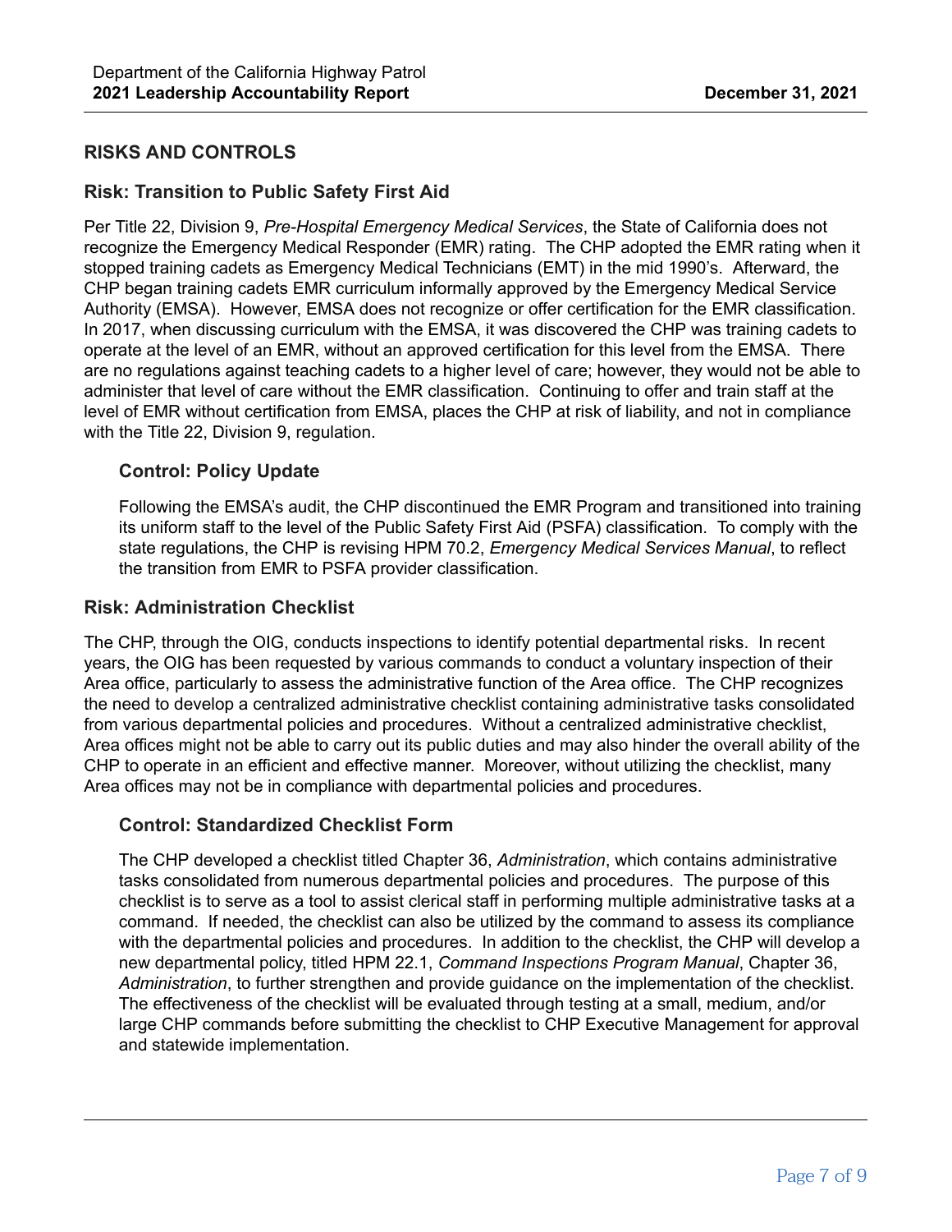## RISKS AND CONTROLS

### Risk: Transition to Public Safety First Aid

Per Title 22, Division 9, *Pre-Hospital Emergency Medical Services*, the State of California does not recognize the Emergency Medical Responder (EMR) rating. The CHP adopted the EMR rating when it stopped training cadets as Emergency Medical Technicians (EMT) in the mid 1990's. Afterward, the CHP began training cadets EMR curriculum informally approved by the Emergency Medical Service Authority (EMSA). However, EMSA does not recognize or offer certification for the EMR classification. In 2017, when discussing curriculum with the EMSA, it was discovered the CHP was training cadets to operate at the level of an EMR, without an approved certification for this level from the EMSA. There are no regulations against teaching cadets to a higher level of care; however, they would not be able to administer that level of care without the EMR classification. Continuing to offer and train staff at the level of EMR without certification from EMSA, places the CHP at risk of liability, and not in compliance with the Title 22, Division 9, regulation.

#### Control: Policy Update

Following the EMSA's audit, the CHP discontinued the EMR Program and transitioned into training its uniform staff to the level of the Public Safety First Aid (PSFA) classification. To comply with the state regulations, the CHP is revising HPM 70.2, *Emergency Medical Services Manual*, to reflect the transition from EMR to PSFA provider classification.

### Risk: Administration Checklist

The CHP, through the OIG, conducts inspections to identify potential departmental risks. In recent years, the OIG has been requested by various commands to conduct a voluntary inspection of their Area office, particularly to assess the administrative function of the Area office. The CHP recognizes the need to develop a centralized administrative checklist containing administrative tasks consolidated from various departmental policies and procedures. Without a centralized administrative checklist, Area offices might not be able to carry out its public duties and may also hinder the overall ability of the CHP to operate in an efficient and effective manner. Moreover, without utilizing the checklist, many Area offices may not be in compliance with departmental policies and procedures.

#### Control: Standardized Checklist Form

The CHP developed a checklist titled Chapter 36, *Administration*, which contains administrative tasks consolidated from numerous departmental policies and procedures. The purpose of this checklist is to serve as a tool to assist clerical staff in performing multiple administrative tasks at a command. If needed, the checklist can also be utilized by the command to assess its compliance with the departmental policies and procedures. In addition to the checklist, the CHP will develop a new departmental policy, titled HPM 22.1, *Command Inspections Program Manual*, Chapter 36, *Administration*, to further strengthen and provide guidance on the implementation of the checklist. The effectiveness of the checklist will be evaluated through testing at a small, medium, and/or large CHP commands before submitting the checklist to CHP Executive Management for approval and statewide implementation.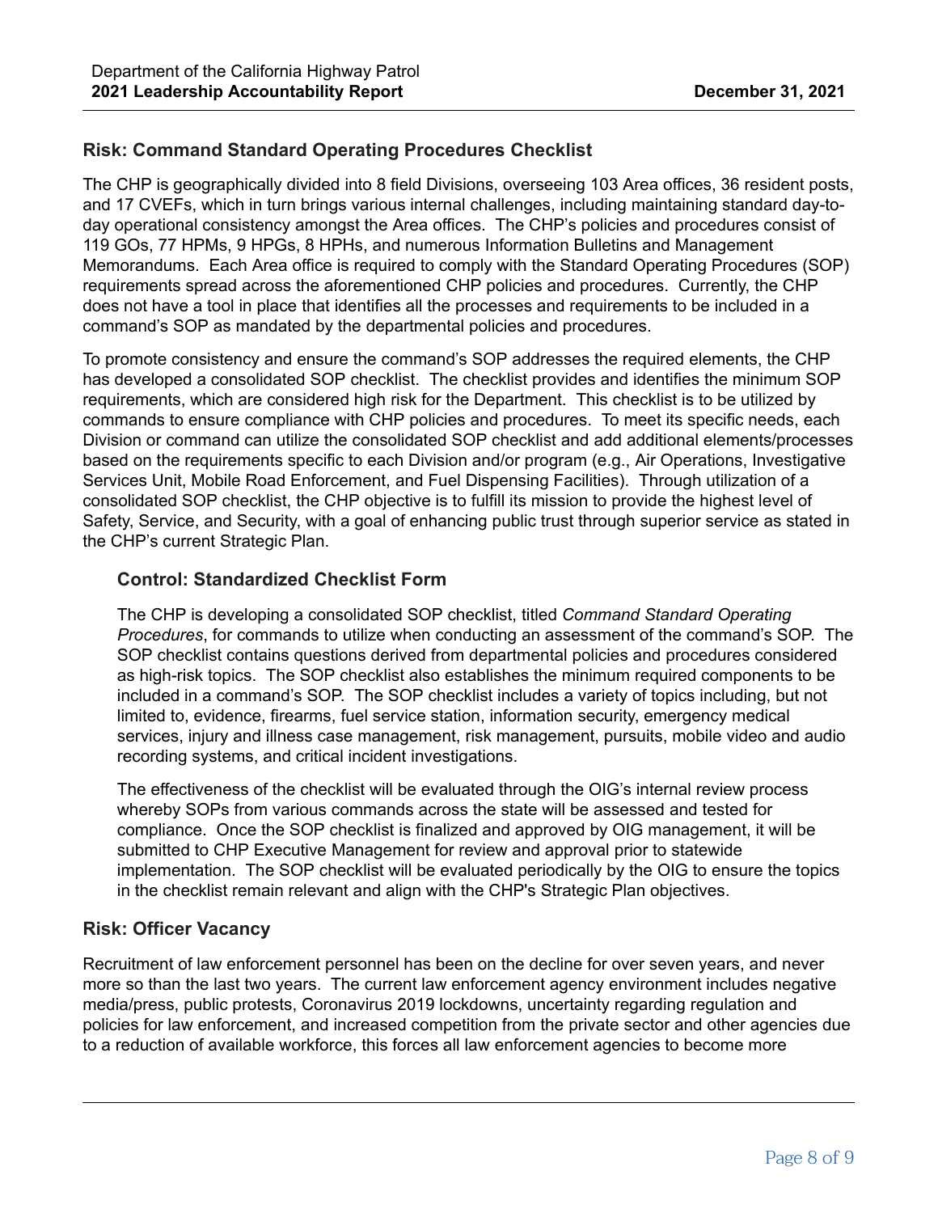### Risk: Command Standard Operating Procedures Checklist

The CHP is geographically divided into 8 field Divisions, overseeing 103 Area offices, 36 resident posts, and 17 CVEFs, which in turn brings various internal challenges, including maintaining standard day-to-day operational consistency amongst the Area offices. The CHP's policies and procedures consist of 119 GOs, 77 HPMs, 9 HPGs, 8 HPHs, and numerous Information Bulletins and Management Memorandums. Each Area office is required to comply with the Standard Operating Procedures (SOP) requirements spread across the aforementioned CHP policies and procedures. Currently, the CHP does not have a tool in place that identifies all the processes and requirements to be included in a command's SOP as mandated by the departmental policies and procedures.

To promote consistency and ensure the command's SOP addresses the required elements, the CHP has developed a consolidated SOP checklist. The checklist provides and identifies the minimum SOP requirements, which are considered high risk for the Department. This checklist is to be utilized by commands to ensure compliance with CHP policies and procedures. To meet its specific needs, each Division or command can utilize the consolidated SOP checklist and add additional elements/processes based on the requirements specific to each Division and/or program (e.g., Air Operations, Investigative Services Unit, Mobile Road Enforcement, and Fuel Dispensing Facilities). Through utilization of a consolidated SOP checklist, the CHP objective is to fulfill its mission to provide the highest level of Safety, Service, and Security, with a goal of enhancing public trust through superior service as stated in the CHP's current Strategic Plan.

#### Control: Standardized Checklist Form

The CHP is developing a consolidated SOP checklist, titled *Command Standard Operating Procedures*, for commands to utilize when conducting an assessment of the command's SOP. The SOP checklist contains questions derived from departmental policies and procedures considered as high-risk topics. The SOP checklist also establishes the minimum required components to be included in a command's SOP. The SOP checklist includes a variety of topics including, but not limited to, evidence, firearms, fuel service station, information security, emergency medical services, injury and illness case management, risk management, pursuits, mobile video and audio recording systems, and critical incident investigations.

The effectiveness of the checklist will be evaluated through the OIG's internal review process whereby SOPs from various commands across the state will be assessed and tested for compliance. Once the SOP checklist is finalized and approved by OIG management, it will be submitted to CHP Executive Management for review and approval prior to statewide implementation. The SOP checklist will be evaluated periodically by the OIG to ensure the topics in the checklist remain relevant and align with the CHP's Strategic Plan objectives.

### Risk: Officer Vacancy

Recruitment of law enforcement personnel has been on the decline for over seven years, and never more so than the last two years. The current law enforcement agency environment includes negative media/press, public protests, Coronavirus 2019 lockdowns, uncertainty regarding regulation and policies for law enforcement, and increased competition from the private sector and other agencies due to a reduction of available workforce, this forces all law enforcement agencies to become more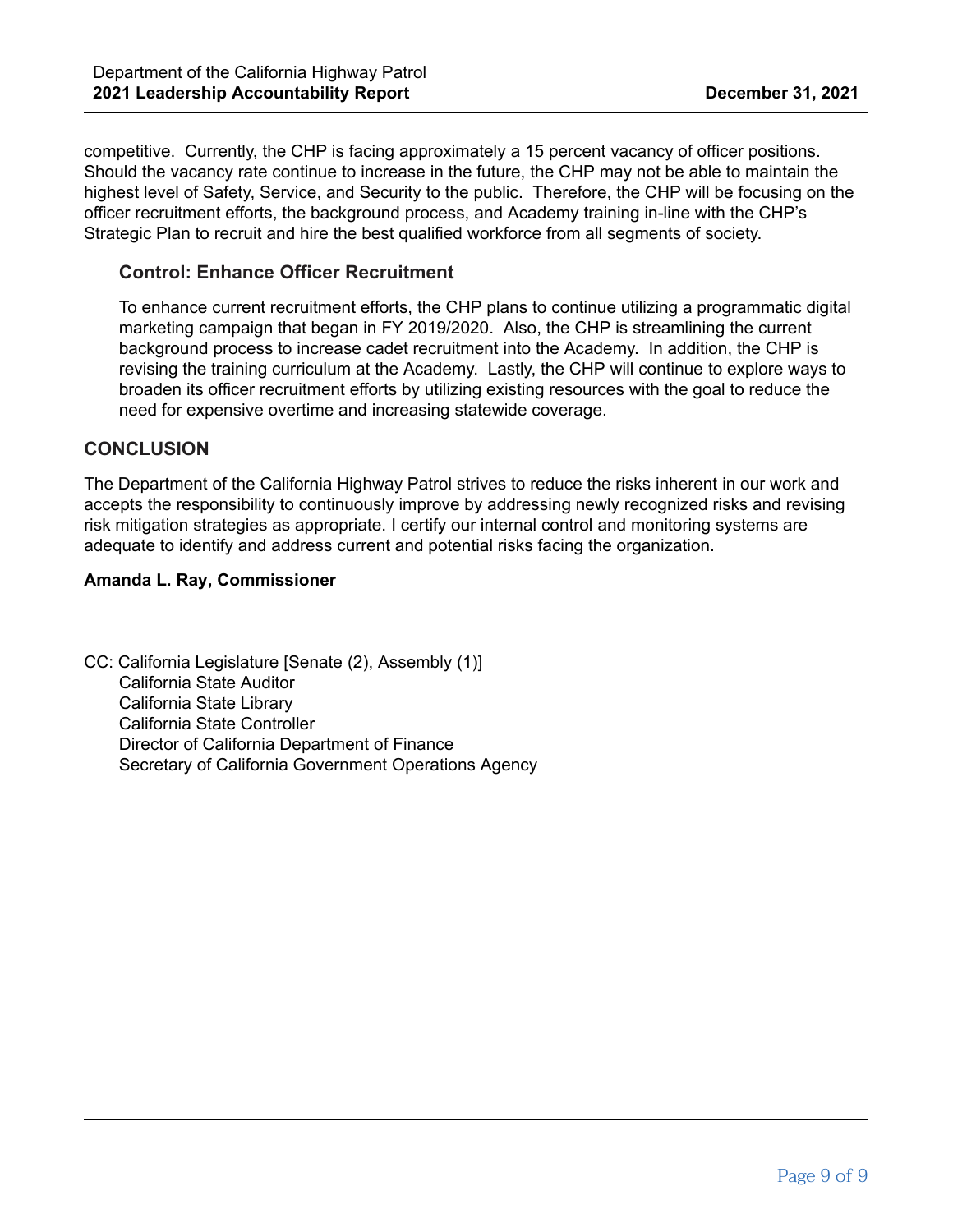competitive.  Currently, the CHP is facing approximately a 15 percent vacancy of officer positions. Should the vacancy rate continue to increase in the future, the CHP may not be able to maintain the highest level of Safety, Service, and Security to the public.  Therefore, the CHP will be focusing on the officer recruitment efforts, the background process, and Academy training in-line with the CHP's Strategic Plan to recruit and hire the best qualified workforce from all segments of society.

### Control: Enhance Officer Recruitment

To enhance current recruitment efforts, the CHP plans to continue utilizing a programmatic digital marketing campaign that began in FY 2019/2020.  Also, the CHP is streamlining the current background process to increase cadet recruitment into the Academy.  In addition, the CHP is revising the training curriculum at the Academy.  Lastly, the CHP will continue to explore ways to broaden its officer recruitment efforts by utilizing existing resources with the goal to reduce the need for expensive overtime and increasing statewide coverage.

## CONCLUSION

The Department of the California Highway Patrol strives to reduce the risks inherent in our work and accepts the responsibility to continuously improve by addressing newly recognized risks and revising risk mitigation strategies as appropriate. I certify our internal control and monitoring systems are adequate to identify and address current and potential risks facing the organization.

**Amanda L. Ray, Commissioner**

CC: California Legislature [Senate (2), Assembly (1)]
California State Auditor
California State Library
California State Controller
Director of California Department of Finance
Secretary of California Government Operations Agency